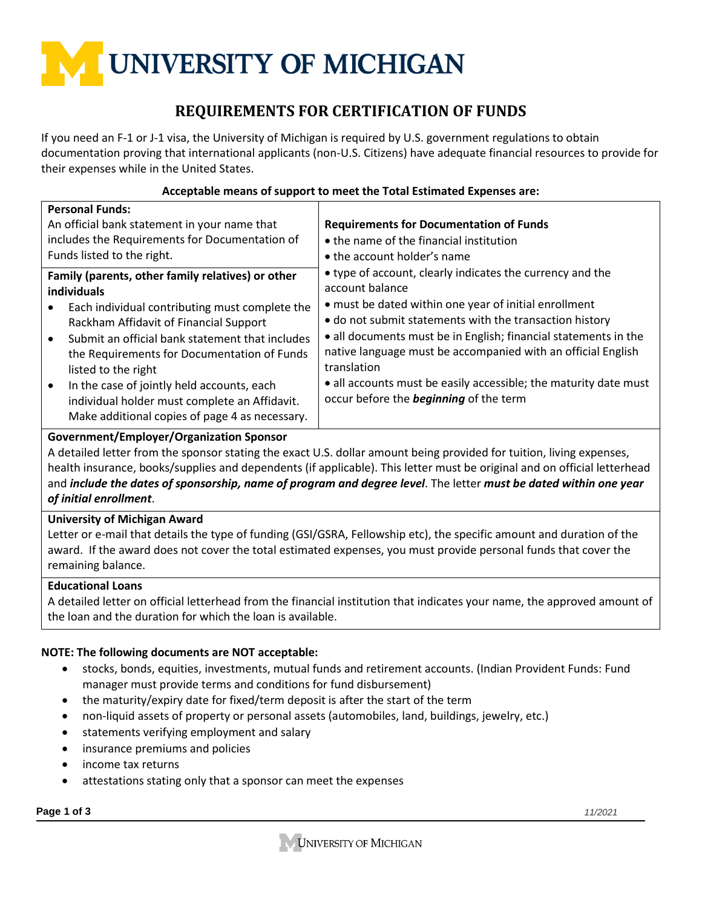# UNIVERSITY OF MICHIGAN

## REQUIREMENTS FOR CERTIFICATION OF FUNDS

If you need an F-1 or J-1 visa, the University of Michigan is required by U.S. government regulations to obtain documentation proving that international applicants (non-U.S. Citizens) have adequate financial resources to provide for their expenses while in the United States.

**Acceptable means of support to meet the Total Estimated Expenses are:**

| Means of Support | Requirements for Documentation of Funds |
|---|---|
| **Personal Funds:**<br>An official bank statement in your name that includes the Requirements for Documentation of Funds listed to the right. | • the name of the financial institution<br>• the account holder's name<br>• type of account, clearly indicates the currency and the account balance<br>• must be dated within one year of initial enrollment<br>• do not submit statements with the transaction history<br>• all documents must be in English; financial statements in the native language must be accompanied with an official English translation<br>• all accounts must be easily accessible; the maturity date must occur before the ***beginning*** of the term |
| **Family (parents, other family relatives) or other individuals**<br>• Each individual contributing must complete the Rackham Affidavit of Financial Support<br>• Submit an official bank statement that includes the Requirements for Documentation of Funds listed to the right<br>• In the case of jointly held accounts, each individual holder must complete an Affidavit. Make additional copies of page 4 as necessary. | |

**Government/Employer/Organization Sponsor**
A detailed letter from the sponsor stating the exact U.S. dollar amount being provided for tuition, living expenses, health insurance, books/supplies and dependents (if applicable). This letter must be original and on official letterhead and ***include the dates of sponsorship, name of program and degree level***. The letter ***must be dated within one year of initial enrollment***.

**University of Michigan Award**
Letter or e-mail that details the type of funding (GSI/GSRA, Fellowship etc), the specific amount and duration of the award. If the award does not cover the total estimated expenses, you must provide personal funds that cover the remaining balance.

**Educational Loans**
A detailed letter on official letterhead from the financial institution that indicates your name, the approved amount of the loan and the duration for which the loan is available.

**NOTE: The following documents are NOT acceptable:**

- stocks, bonds, equities, investments, mutual funds and retirement accounts. (Indian Provident Funds: Fund manager must provide terms and conditions for fund disbursement)
- the maturity/expiry date for fixed/term deposit is after the start of the term
- non-liquid assets of property or personal assets (automobiles, land, buildings, jewelry, etc.)
- statements verifying employment and salary
- insurance premiums and policies
- income tax returns
- attestations stating only that a sponsor can meet the expenses

11/2021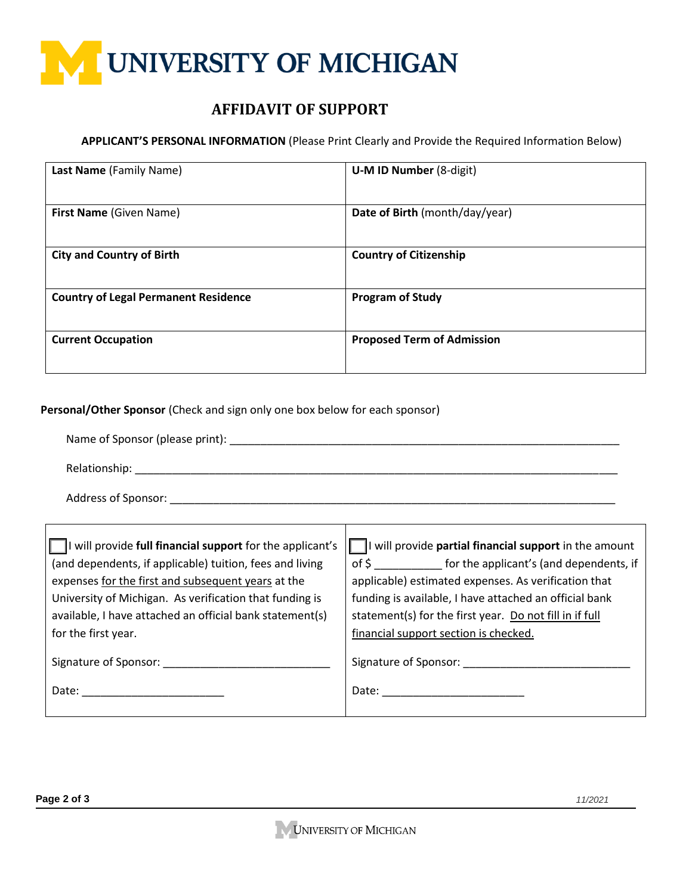# UNIVERSITY OF MICHIGAN

## AFFIDAVIT OF SUPPORT

**APPLICANT'S PERSONAL INFORMATION** (Please Print Clearly and Provide the Required Information Below)

| | |
|---|---|
| **Last Name** (Family Name) | **U-M ID Number** (8-digit) |
| **First Name** (Given Name) | **Date of Birth** (month/day/year) |
| **City and Country of Birth** | **Country of Citizenship** |
| **Country of Legal Permanent Residence** | **Program of Study** |
| **Current Occupation** | **Proposed Term of Admission** |

**Personal/Other Sponsor** (Check and sign only one box below for each sponsor)

Name of Sponsor (please print): ___________________________________________________________

Relationship: _________________________________________________________________________

Address of Sponsor: ____________________________________________________________________

| | |
|---|---|
| ☐ I will provide **full financial support** for the applicant's (and dependents, if applicable) tuition, fees and living expenses <u>for the first and subsequent years</u> at the University of Michigan. As verification that funding is available, I have attached an official bank statement(s) for the first year.<br><br>Signature of Sponsor: ___________________________<br><br>Date: _______________________ | ☐ I will provide **partial financial support** in the amount of $ ___________ for the applicant's (and dependents, if applicable) estimated expenses. As verification that funding is available, I have attached an official bank statement(s) for the first year. <u>Do not fill in if full financial support section is checked.</u><br><br>Signature of Sponsor: ___________________________<br><br>Date: _______________________ |

11/2021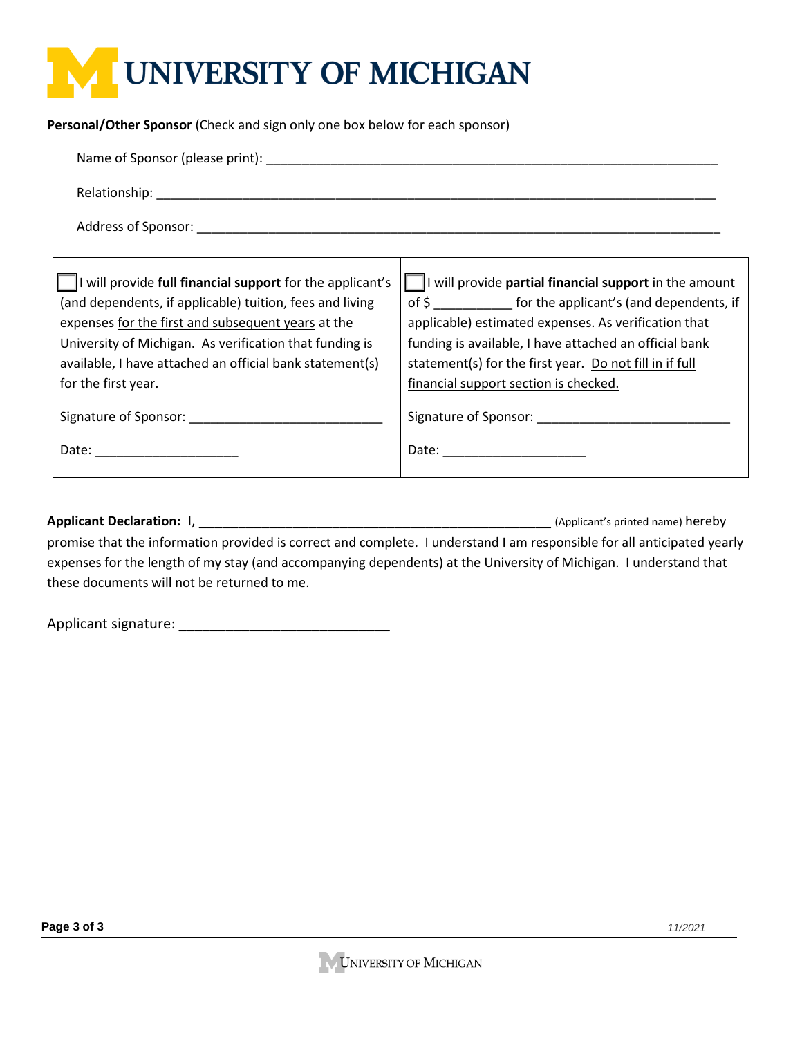# UNIVERSITY OF MICHIGAN

**Personal/Other Sponsor** (Check and sign only one box below for each sponsor)

Name of Sponsor (please print): ________________________________________________________________

Relationship: ______________________________________________________________________________

Address of Sponsor: ________________________________________________________________________

| | |
|---|---|
| ☐ I will provide **full financial support** for the applicant's (and dependents, if applicable) tuition, fees and living expenses <u>for the first and subsequent years</u> at the University of Michigan. As verification that funding is available, I have attached an official bank statement(s) for the first year.<br><br>Signature of Sponsor: ___________________________<br><br>Date: ____________________ | ☐ I will provide **partial financial support** in the amount of $ ___________ for the applicant's (and dependents, if applicable) estimated expenses. As verification that funding is available, I have attached an official bank statement(s) for the first year. <u>Do not fill in if full financial support section is checked.</u><br><br>Signature of Sponsor: ___________________________<br><br>Date: ____________________ |

**Applicant Declaration:** I, __________________________________________________ (Applicant's printed name) hereby promise that the information provided is correct and complete. I understand I am responsible for all anticipated yearly expenses for the length of my stay (and accompanying dependents) at the University of Michigan. I understand that these documents will not be returned to me.

Applicant signature: ____________________________

11/2021